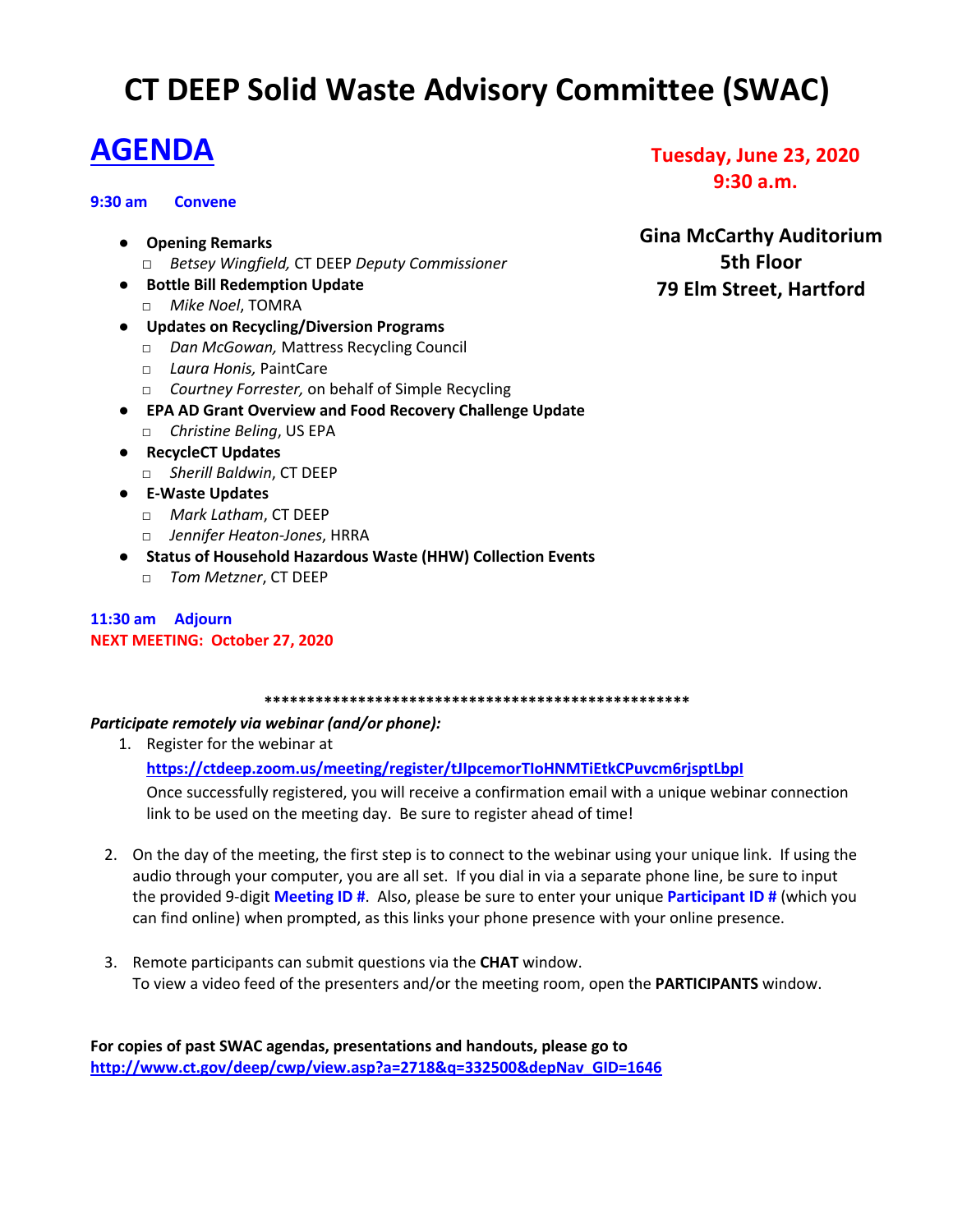# CT DEEP Solid Waste Advisory Committee (SWAC)

## AGENDA

**Tuesday, June 23, 2020**
**9:30 a.m.**

**Gina McCarthy Auditorium**
**5th Floor**
**79 Elm Street, Hartford**

**9:30 am Convene**

- **Opening Remarks**
  - *Betsey Wingfield,* CT DEEP *Deputy Commissioner*
- **Bottle Bill Redemption Update**
  - *Mike Noel*, TOMRA
- **Updates on Recycling/Diversion Programs**
  - *Dan McGowan,* Mattress Recycling Council
  - *Laura Honis,* PaintCare
  - *Courtney Forrester,* on behalf of Simple Recycling
- **EPA AD Grant Overview and Food Recovery Challenge Update**
  - *Christine Beling*, US EPA
- **RecycleCT Updates**
  - *Sherill Baldwin*, CT DEEP
- **E-Waste Updates**
  - *Mark Latham*, CT DEEP
  - *Jennifer Heaton-Jones*, HRRA
- **Status of Household Hazardous Waste (HHW) Collection Events**
  - *Tom Metzner*, CT DEEP

**11:30 am Adjourn**
**NEXT MEETING: October 27, 2020**

**\*\*\*\*\*\*\*\*\*\*\*\*\*\*\*\*\*\*\*\*\*\*\*\*\*\*\*\*\*\*\*\*\*\*\*\*\*\*\*\*\*\*\*\*\*\*\*\*\*\*\***

***Participate remotely via webinar (and/or phone):***

1. Register for the webinar at
   **https://ctdeep.zoom.us/meeting/register/tJIpcemorTIoHNMTiEtkCPuvcm6rjsptLbpI**
   Once successfully registered, you will receive a confirmation email with a unique webinar connection link to be used on the meeting day. Be sure to register ahead of time!

2. On the day of the meeting, the first step is to connect to the webinar using your unique link. If using the audio through your computer, you are all set. If you dial in via a separate phone line, be sure to input the provided 9-digit **Meeting ID #**. Also, please be sure to enter your unique **Participant ID #** (which you can find online) when prompted, as this links your phone presence with your online presence.

3. Remote participants can submit questions via the **CHAT** window.
   To view a video feed of the presenters and/or the meeting room, open the **PARTICIPANTS** window.

**For copies of past SWAC agendas, presentations and handouts, please go to**
**http://www.ct.gov/deep/cwp/view.asp?a=2718&q=332500&depNav_GID=1646**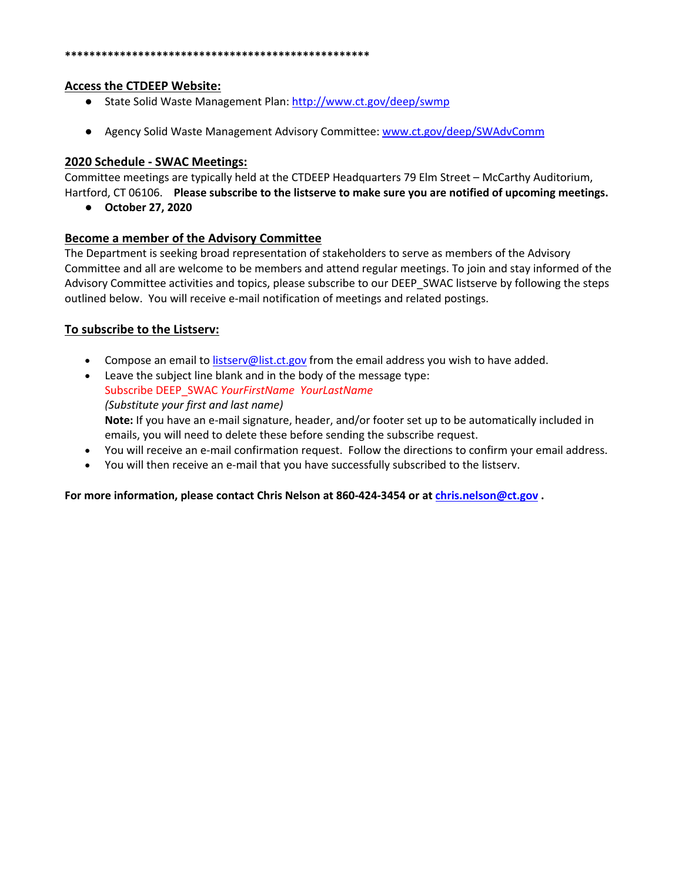**************************************************

**<u>Access the CTDEEP Website:</u>**

- State Solid Waste Management Plan: http://www.ct.gov/deep/swmp

- Agency Solid Waste Management Advisory Committee: www.ct.gov/deep/SWAdvComm

**<u>2020 Schedule - SWAC Meetings:</u>**

Committee meetings are typically held at the CTDEEP Headquarters 79 Elm Street – McCarthy Auditorium, Hartford, CT 06106. **Please subscribe to the listserve to make sure you are notified of upcoming meetings.**

- **October 27, 2020**

**<u>Become a member of the Advisory Committee</u>**

The Department is seeking broad representation of stakeholders to serve as members of the Advisory Committee and all are welcome to be members and attend regular meetings. To join and stay informed of the Advisory Committee activities and topics, please subscribe to our DEEP_SWAC listserve by following the steps outlined below. You will receive e-mail notification of meetings and related postings.

**<u>To subscribe to the Listserv:</u>**

- Compose an email to listserv@list.ct.gov from the email address you wish to have added.
- Leave the subject line blank and in the body of the message type:
  Subscribe DEEP_SWAC *YourFirstName YourLastName*
  *(Substitute your first and last name)*
  **Note:** If you have an e-mail signature, header, and/or footer set up to be automatically included in emails, you will need to delete these before sending the subscribe request.
- You will receive an e-mail confirmation request. Follow the directions to confirm your email address.
- You will then receive an e-mail that you have successfully subscribed to the listserv.

**For more information, please contact Chris Nelson at 860-424-3454 or at chris.nelson@ct.gov .**